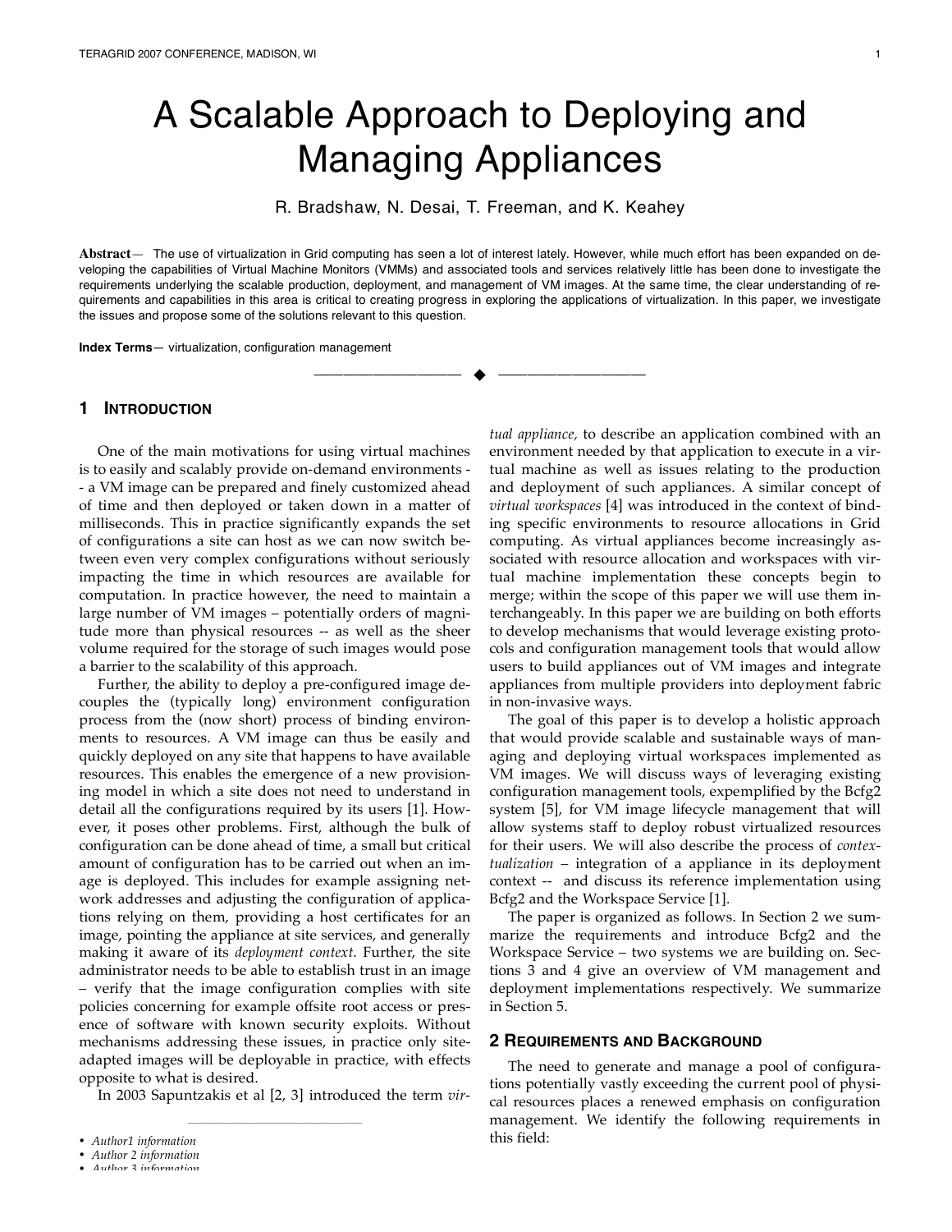# A Scalable Approach to Deploying and Managing Appliances

R. Bradshaw, N. Desai, T. Freeman, and K. Keahey

**Abstract**— The use of virtualization in Grid computing has seen a lot of interest lately. However, while much effort has been expanded on developing the capabilities of Virtual Machine Monitors (VMMs) and associated tools and services relatively little has been done to investigate the requirements underlying the scalable production, deployment, and management of VM images. At the same time, the clear understanding of requirements and capabilities in this area is critical to creating progress in exploring the applications of virtualization. In this paper, we investigate the issues and propose some of the solutions relevant to this question.

**Index Terms**— virtualization, configuration management

---

## 1 Introduction

One of the main motivations for using virtual machines is to easily and scalably provide on-demand environments -- a VM image can be prepared and finely customized ahead of time and then deployed or taken down in a matter of milliseconds. This in practice significantly expands the set of configurations a site can host as we can now switch between even very complex configurations without seriously impacting the time in which resources are available for computation. In practice however, the need to maintain a large number of VM images – potentially orders of magnitude more than physical resources -- as well as the sheer volume required for the storage of such images would pose a barrier to the scalability of this approach.

Further, the ability to deploy a pre-configured image decouples the (typically long) environment configuration process from the (now short) process of binding environments to resources. A VM image can thus be easily and quickly deployed on any site that happens to have available resources. This enables the emergence of a new provisioning model in which a site does not need to understand in detail all the configurations required by its users [1]. However, it poses other problems. First, although the bulk of configuration can be done ahead of time, a small but critical amount of configuration has to be carried out when an image is deployed. This includes for example assigning network addresses and adjusting the configuration of applications relying on them, providing a host certificates for an image, pointing the appliance at site services, and generally making it aware of its *deployment context*. Further, the site administrator needs to be able to establish trust in an image – verify that the image configuration complies with site policies concerning for example offsite root access or presence of software with known security exploits. Without mechanisms addressing these issues, in practice only site-adapted images will be deployable in practice, with effects opposite to what is desired.

In 2003 Sapuntzakis et al [2, 3] introduced the term *virtual appliance,* to describe an application combined with an environment needed by that application to execute in a virtual machine as well as issues relating to the production and deployment of such appliances. A similar concept of *virtual workspaces* [4] was introduced in the context of binding specific environments to resource allocations in Grid computing. As virtual appliances become increasingly associated with resource allocation and workspaces with virtual machine implementation these concepts begin to merge; within the scope of this paper we will use them interchangeably. In this paper we are building on both efforts to develop mechanisms that would leverage existing protocols and configuration management tools that would allow users to build appliances out of VM images and integrate appliances from multiple providers into deployment fabric in non-invasive ways.

The goal of this paper is to develop a holistic approach that would provide scalable and sustainable ways of managing and deploying virtual workspaces implemented as VM images. We will discuss ways of leveraging existing configuration management tools, expemplified by the Bcfg2 system [5], for VM image lifecycle management that will allow systems staff to deploy robust virtualized resources for their users. We will also describe the process of *contextualization* – integration of a appliance in its deployment context -- and discuss its reference implementation using Bcfg2 and the Workspace Service [1].

The paper is organized as follows. In Section 2 we summarize the requirements and introduce Bcfg2 and the Workspace Service – two systems we are building on. Sections 3 and 4 give an overview of VM management and deployment implementations respectively. We summarize in Section 5.

## 2 Requirements and Background

The need to generate and manage a pool of configurations potentially vastly exceeding the current pool of physical resources places a renewed emphasis on configuration management. We identify the following requirements in this field:

---

- *Author1 information*
- *Author 2 information*
- *Author 3 information*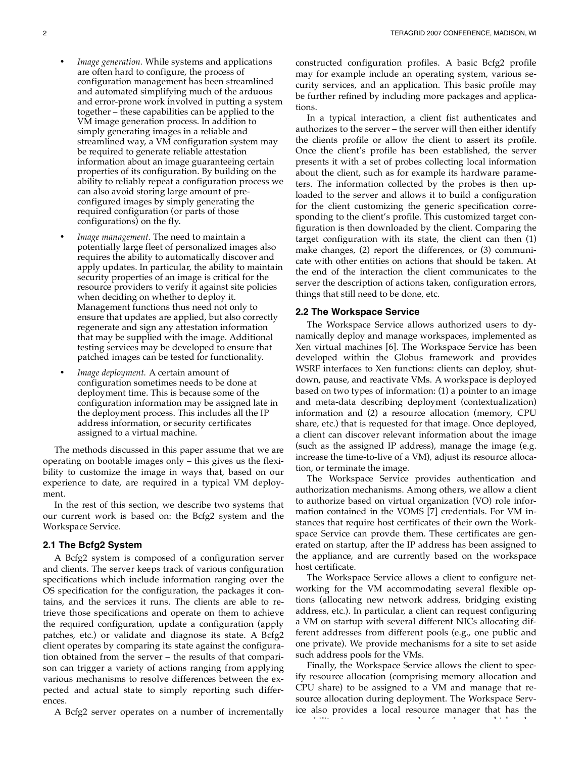- *Image generation.* While systems and applications are often hard to configure, the process of configuration management has been streamlined and automated simplifying much of the arduous and error-prone work involved in putting a system together – these capabilities can be applied to the VM image generation process. In addition to simply generating images in a reliable and streamlined way, a VM configuration system may be required to generate reliable attestation information about an image guaranteeing certain properties of its configuration. By building on the ability to reliably repeat a configuration process we can also avoid storing large amount of pre-configured images by simply generating the required configuration (or parts of those configurations) on the fly.
- *Image management.* The need to maintain a potentially large fleet of personalized images also requires the ability to automatically discover and apply updates. In particular, the ability to maintain security properties of an image is critical for the resource providers to verify it against site policies when deciding on whether to deploy it. Management functions thus need not only to ensure that updates are applied, but also correctly regenerate and sign any attestation information that may be supplied with the image. Additional testing services may be developed to ensure that patched images can be tested for functionality.
- *Image deployment.* A certain amount of configuration sometimes needs to be done at deployment time. This is because some of the configuration information may be assigned late in the deployment process. This includes all the IP address information, or security certificates assigned to a virtual machine.

The methods discussed in this paper assume that we are operating on bootable images only – this gives us the flexibility to customize the image in ways that, based on our experience to date, are required in a typical VM deployment.

In the rest of this section, we describe two systems that our current work is based on: the Bcfg2 system and the Workspace Service.

### 2.1 The Bcfg2 System

A Bcfg2 system is composed of a configuration server and clients. The server keeps track of various configuration specifications which include information ranging over the OS specification for the configuration, the packages it contains, and the services it runs. The clients are able to retrieve those specifications and operate on them to achieve the required configuration, update a configuration (apply patches, etc.) or validate and diagnose its state. A Bcfg2 client operates by comparing its state against the configuration obtained from the server – the results of that comparison can trigger a variety of actions ranging from applying various mechanisms to resolve differences between the expected and actual state to simply reporting such differences.

A Bcfg2 server operates on a number of incrementally constructed configuration profiles. A basic Bcfg2 profile may for example include an operating system, various security services, and an application. This basic profile may be further refined by including more packages and applications.

In a typical interaction, a client fist authenticates and authorizes to the server – the server will then either identify the clients profile or allow the client to assert its profile. Once the client's profile has been established, the server presents it with a set of probes collecting local information about the client, such as for example its hardware parameters. The information collected by the probes is then uploaded to the server and allows it to build a configuration for the client customizing the generic specification corresponding to the client's profile. This customized target configuration is then downloaded by the client. Comparing the target configuration with its state, the client can then (1) make changes, (2) report the differences, or (3) communicate with other entities on actions that should be taken. At the end of the interaction the client communicates to the server the description of actions taken, configuration errors, things that still need to be done, etc.

### 2.2 The Workspace Service

The Workspace Service allows authorized users to dynamically deploy and manage workspaces, implemented as Xen virtual machines [6]. The Workspace Service has been developed within the Globus framework and provides WSRF interfaces to Xen functions: clients can deploy, shutdown, pause, and reactivate VMs. A workspace is deployed based on two types of information: (1) a pointer to an image and meta-data describing deployment (contextualization) information and (2) a resource allocation (memory, CPU share, etc.) that is requested for that image. Once deployed, a client can discover relevant information about the image (such as the assigned IP address), manage the image (e.g. increase the time-to-live of a VM), adjust its resource allocation, or terminate the image.

The Workspace Service provides authentication and authorization mechanisms. Among others, we allow a client to authorize based on virtual organization (VO) role information contained in the VOMS [7] credentials. For VM instances that require host certificates of their own the Workspace Service can provde them. These certificates are generated on startup, after the IP address has been assigned to the appliance, and are currently based on the workspace host certificate.

The Workspace Service allows a client to configure networking for the VM accommodating several flexible options (allocating new network address, bridging existing address, etc.). In particular, a client can request configuring a VM on startup with several different NICs allocating different addresses from different pools (e.g., one public and one private). We provide mechanisms for a site to set aside such address pools for the VMs.

Finally, the Workspace Service allows the client to specify resource allocation (comprising memory allocation and CPU share) to be assigned to a VM and manage that resource allocation during deployment. The Workspace Service also provides a local resource manager that has the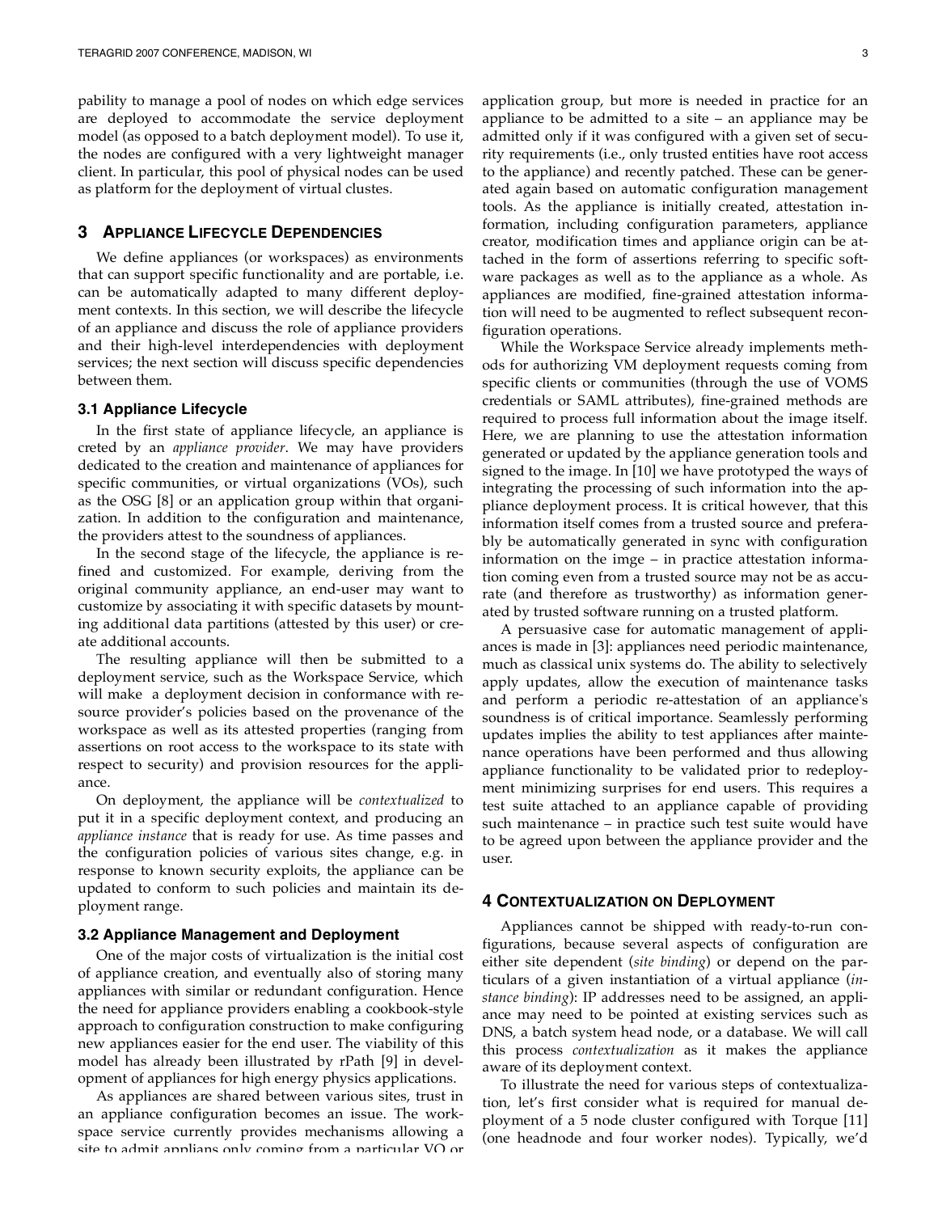pability to manage a pool of nodes on which edge services are deployed to accommodate the service deployment model (as opposed to a batch deployment model). To use it, the nodes are configured with a very lightweight manager client. In particular, this pool of physical nodes can be used as platform for the deployment of virtual clustes.

## 3 Appliance Lifecycle Dependencies

We define appliances (or workspaces) as environments that can support specific functionality and are portable, i.e. can be automatically adapted to many different deployment contexts. In this section, we will describe the lifecycle of an appliance and discuss the role of appliance providers and their high-level interdependencies with deployment services; the next section will discuss specific dependencies between them.

### 3.1 Appliance Lifecycle

In the first state of appliance lifecycle, an appliance is creted by an *appliance provider*. We may have providers dedicated to the creation and maintenance of appliances for specific communities, or virtual organizations (VOs), such as the OSG [8] or an application group within that organization. In addition to the configuration and maintenance, the providers attest to the soundness of appliances.

In the second stage of the lifecycle, the appliance is refined and customized. For example, deriving from the original community appliance, an end-user may want to customize by associating it with specific datasets by mounting additional data partitions (attested by this user) or create additional accounts.

The resulting appliance will then be submitted to a deployment service, such as the Workspace Service, which will make a deployment decision in conformance with resource provider's policies based on the provenance of the workspace as well as its attested properties (ranging from assertions on root access to the workspace to its state with respect to security) and provision resources for the appliance.

On deployment, the appliance will be *contextualized* to put it in a specific deployment context, and producing an *appliance instance* that is ready for use. As time passes and the configuration policies of various sites change, e.g. in response to known security exploits, the appliance can be updated to conform to such policies and maintain its deployment range.

### 3.2 Appliance Management and Deployment

One of the major costs of virtualization is the initial cost of appliance creation, and eventually also of storing many appliances with similar or redundant configuration. Hence the need for appliance providers enabling a cookbook-style approach to configuration construction to make configuring new appliances easier for the end user. The viability of this model has already been illustrated by rPath [9] in development of appliances for high energy physics applications.

As appliances are shared between various sites, trust in an appliance configuration becomes an issue. The workspace service currently provides mechanisms allowing a site to admit applians only coming from a particular VO or application group, but more is needed in practice for an appliance to be admitted to a site – an appliance may be admitted only if it was configured with a given set of security requirements (i.e., only trusted entities have root access to the appliance) and recently patched. These can be generated again based on automatic configuration management tools. As the appliance is initially created, attestation information, including configuration parameters, appliance creator, modification times and appliance origin can be attached in the form of assertions referring to specific software packages as well as to the appliance as a whole. As appliances are modified, fine-grained attestation information will need to be augmented to reflect subsequent reconfiguration operations.

While the Workspace Service already implements methods for authorizing VM deployment requests coming from specific clients or communities (through the use of VOMS credentials or SAML attributes), fine-grained methods are required to process full information about the image itself. Here, we are planning to use the attestation information generated or updated by the appliance generation tools and signed to the image. In [10] we have prototyped the ways of integrating the processing of such information into the appliance deployment process. It is critical however, that this information itself comes from a trusted source and preferably be automatically generated in sync with configuration information on the imge – in practice attestation information coming even from a trusted source may not be as accurate (and therefore as trustworthy) as information generated by trusted software running on a trusted platform.

A persuasive case for automatic management of appliances is made in [3]: appliances need periodic maintenance, much as classical unix systems do. The ability to selectively apply updates, allow the execution of maintenance tasks and perform a periodic re-attestation of an appliance's soundness is of critical importance. Seamlessly performing updates implies the ability to test appliances after maintenance operations have been performed and thus allowing appliance functionality to be validated prior to redeployment minimizing surprises for end users. This requires a test suite attached to an appliance capable of providing such maintenance – in practice such test suite would have to be agreed upon between the appliance provider and the user.

## 4 Contextualization on Deployment

Appliances cannot be shipped with ready-to-run configurations, because several aspects of configuration are either site dependent (*site binding*) or depend on the particulars of a given instantiation of a virtual appliance (*instance binding*): IP addresses need to be assigned, an appliance may need to be pointed at existing services such as DNS, a batch system head node, or a database. We will call this process *contextualization* as it makes the appliance aware of its deployment context.

To illustrate the need for various steps of contextualization, let's first consider what is required for manual deployment of a 5 node cluster configured with Torque [11] (one headnode and four worker nodes). Typically, we'd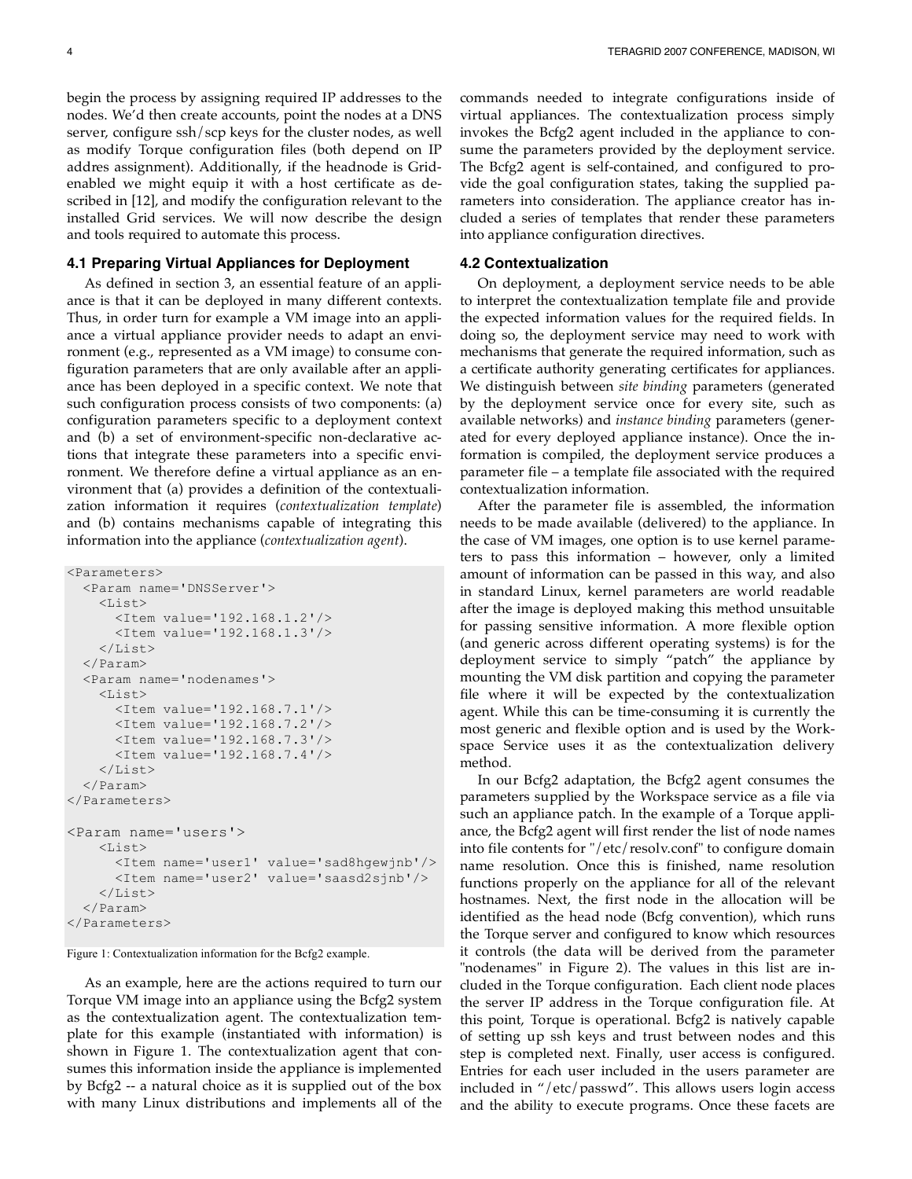begin the process by assigning required IP addresses to the nodes. We'd then create accounts, point the nodes at a DNS server, configure ssh/scp keys for the cluster nodes, as well as modify Torque configuration files (both depend on IP addres assignment). Additionally, if the headnode is Grid-enabled we might equip it with a host certificate as described in [12], and modify the configuration relevant to the installed Grid services. We will now describe the design and tools required to automate this process.

### 4.1 Preparing Virtual Appliances for Deployment

As defined in section 3, an essential feature of an appliance is that it can be deployed in many different contexts. Thus, in order turn for example a VM image into an appliance a virtual appliance provider needs to adapt an environment (e.g., represented as a VM image) to consume configuration parameters that are only available after an appliance has been deployed in a specific context. We note that such configuration process consists of two components: (a) configuration parameters specific to a deployment context and (b) a set of environment-specific non-declarative actions that integrate these parameters into a specific environment. We therefore define a virtual appliance as an environment that (a) provides a definition of the contextualization information it requires (*contextualization template*) and (b) contains mechanisms capable of integrating this information into the appliance (*contextualization agent*).

```
<Parameters>
  <Param name='DNSServer'>
    <List>
      <Item value='192.168.1.2'/>
      <Item value='192.168.1.3'/>
    </List>
  </Param>
  <Param name='nodenames'>
    <List>
      <Item value='192.168.7.1'/>
      <Item value='192.168.7.2'/>
      <Item value='192.168.7.3'/>
      <Item value='192.168.7.4'/>
    </List>
  </Param>
</Parameters>

<Param name='users'>
    <List>
      <Item name='user1' value='sad8hgewjnb'/>
      <Item name='user2' value='saasd2sjnb'/>
    </List>
  </Param>
</Parameters>
```

Figure 1: Contextualization information for the Bcfg2 example.

As an example, here are the actions required to turn our Torque VM image into an appliance using the Bcfg2 system as the contextualization agent. The contextualization template for this example (instantiated with information) is shown in Figure 1. The contextualization agent that consumes this information inside the appliance is implemented by Bcfg2 -- a natural choice as it is supplied out of the box with many Linux distributions and implements all of the commands needed to integrate configurations inside of virtual appliances. The contextualization process simply invokes the Bcfg2 agent included in the appliance to consume the parameters provided by the deployment service. The Bcfg2 agent is self-contained, and configured to provide the goal configuration states, taking the supplied parameters into consideration. The appliance creator has included a series of templates that render these parameters into appliance configuration directives.

### 4.2 Contextualization

On deployment, a deployment service needs to be able to interpret the contextualization template file and provide the expected information values for the required fields. In doing so, the deployment service may need to work with mechanisms that generate the required information, such as a certificate authority generating certificates for appliances. We distinguish between *site binding* parameters (generated by the deployment service once for every site, such as available networks) and *instance binding* parameters (generated for every deployed appliance instance). Once the information is compiled, the deployment service produces a parameter file – a template file associated with the required contextualization information.

After the parameter file is assembled, the information needs to be made available (delivered) to the appliance. In the case of VM images, one option is to use kernel parameters to pass this information – however, only a limited amount of information can be passed in this way, and also in standard Linux, kernel parameters are world readable after the image is deployed making this method unsuitable for passing sensitive information. A more flexible option (and generic across different operating systems) is for the deployment service to simply "patch" the appliance by mounting the VM disk partition and copying the parameter file where it will be expected by the contextualization agent. While this can be time-consuming it is currently the most generic and flexible option and is used by the Workspace Service uses it as the contextualization delivery method.

In our Bcfg2 adaptation, the Bcfg2 agent consumes the parameters supplied by the Workspace service as a file via such an appliance patch. In the example of a Torque appliance, the Bcfg2 agent will first render the list of node names into file contents for "/etc/resolv.conf" to configure domain name resolution. Once this is finished, name resolution functions properly on the appliance for all of the relevant hostnames. Next, the first node in the allocation will be identified as the head node (Bcfg convention), which runs the Torque server and configured to know which resources it controls (the data will be derived from the parameter "nodenames" in Figure 2). The values in this list are included in the Torque configuration. Each client node places the server IP address in the Torque configuration file. At this point, Torque is operational. Bcfg2 is natively capable of setting up ssh keys and trust between nodes and this step is completed next. Finally, user access is configured. Entries for each user included in the users parameter are included in "/etc/passwd". This allows users login access and the ability to execute programs. Once these facets are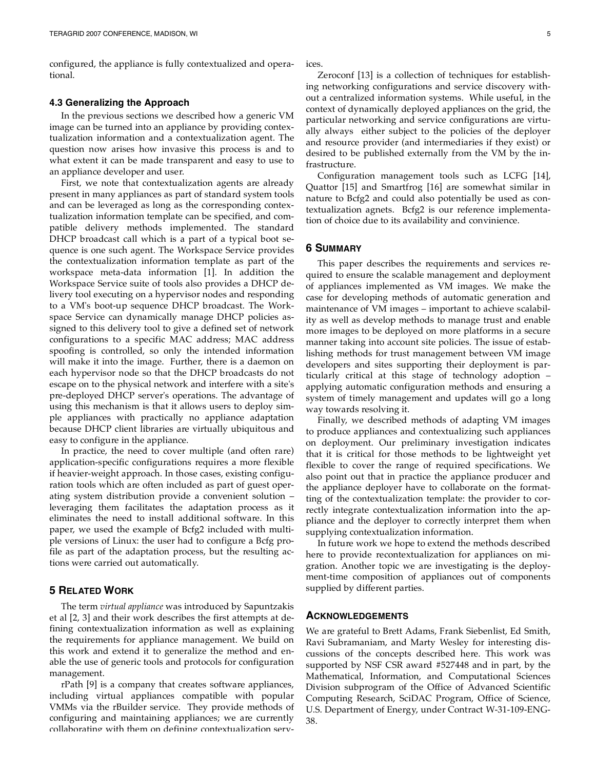configured, the appliance is fully contextualized and operational.

### 4.3 Generalizing the Approach

In the previous sections we described how a generic VM image can be turned into an appliance by providing contextualization information and a contextualization agent. The question now arises how invasive this process is and to what extent it can be made transparent and easy to use to an appliance developer and user.

First, we note that contextualization agents are already present in many appliances as part of standard system tools and can be leveraged as long as the corresponding contextualization information template can be specified, and compatible delivery methods implemented. The standard DHCP broadcast call which is a part of a typical boot sequence is one such agent. The Workspace Service provides the contextualization information template as part of the workspace meta-data information [1]. In addition the Workspace Service suite of tools also provides a DHCP delivery tool executing on a hypervisor nodes and responding to a VM's boot-up sequence DHCP broadcast. The Workspace Service can dynamically manage DHCP policies assigned to this delivery tool to give a defined set of network configurations to a specific MAC address; MAC address spoofing is controlled, so only the intended information will make it into the image. Further, there is a daemon on each hypervisor node so that the DHCP broadcasts do not escape on to the physical network and interfere with a site's pre-deployed DHCP server's operations. The advantage of using this mechanism is that it allows users to deploy simple appliances with practically no appliance adaptation because DHCP client libraries are virtually ubiquitous and easy to configure in the appliance.

In practice, the need to cover multiple (and often rare) application-specific configurations requires a more flexible if heavier-weight approach. In those cases, existing configuration tools which are often included as part of guest operating system distribution provide a convenient solution – leveraging them facilitates the adaptation process as it eliminates the need to install additional software. In this paper, we used the example of Bcfg2 included with multiple versions of Linux: the user had to configure a Bcfg profile as part of the adaptation process, but the resulting actions were carried out automatically.

## 5 Related Work

The term *virtual appliance* was introduced by Sapuntzakis et al [2, 3] and their work describes the first attempts at defining contextualization information as well as explaining the requirements for appliance management. We build on this work and extend it to generalize the method and enable the use of generic tools and protocols for configuration management.

rPath [9] is a company that creates software appliances, including virtual appliances compatible with popular VMMs via the rBuilder service. They provide methods of configuring and maintaining appliances; we are currently collaborating with them on defining contextualization services.

Zeroconf [13] is a collection of techniques for establishing networking configurations and service discovery without a centralized information systems. While useful, in the context of dynamically deployed appliances on the grid, the particular networking and service configurations are virtually always either subject to the policies of the deployer and resource provider (and intermediaries if they exist) or desired to be published externally from the VM by the infrastructure.

Configuration management tools such as LCFG [14], Quattor [15] and Smartfrog [16] are somewhat similar in nature to Bcfg2 and could also potentially be used as contextualization agnets. Bcfg2 is our reference implementation of choice due to its availability and convinience.

## 6 Summary

This paper describes the requirements and services required to ensure the scalable management and deployment of appliances implemented as VM images. We make the case for developing methods of automatic generation and maintenance of VM images – important to achieve scalability as well as develop methods to manage trust and enable more images to be deployed on more platforms in a secure manner taking into account site policies. The issue of establishing methods for trust management between VM image developers and sites supporting their deployment is particularly critical at this stage of technology adoption – applying automatic configuration methods and ensuring a system of timely management and updates will go a long way towards resolving it.

Finally, we described methods of adapting VM images to produce appliances and contextualizing such appliances on deployment. Our preliminary investigation indicates that it is critical for those methods to be lightweight yet flexible to cover the range of required specifications. We also point out that in practice the appliance producer and the appliance deployer have to collaborate on the formatting of the contextualization template: the provider to correctly integrate contextualization information into the appliance and the deployer to correctly interpret them when supplying contextualization information.

In future work we hope to extend the methods described here to provide recontextualization for appliances on migration. Another topic we are investigating is the deployment-time composition of appliances out of components supplied by different parties.

## Acknowledgements

We are grateful to Brett Adams, Frank Siebenlist, Ed Smith, Ravi Subramaniam, and Marty Wesley for interesting discussions of the concepts described here. This work was supported by NSF CSR award #527448 and in part, by the Mathematical, Information, and Computational Sciences Division subprogram of the Office of Advanced Scientific Computing Research, SciDAC Program, Office of Science, U.S. Department of Energy, under Contract W-31-109-ENG-38.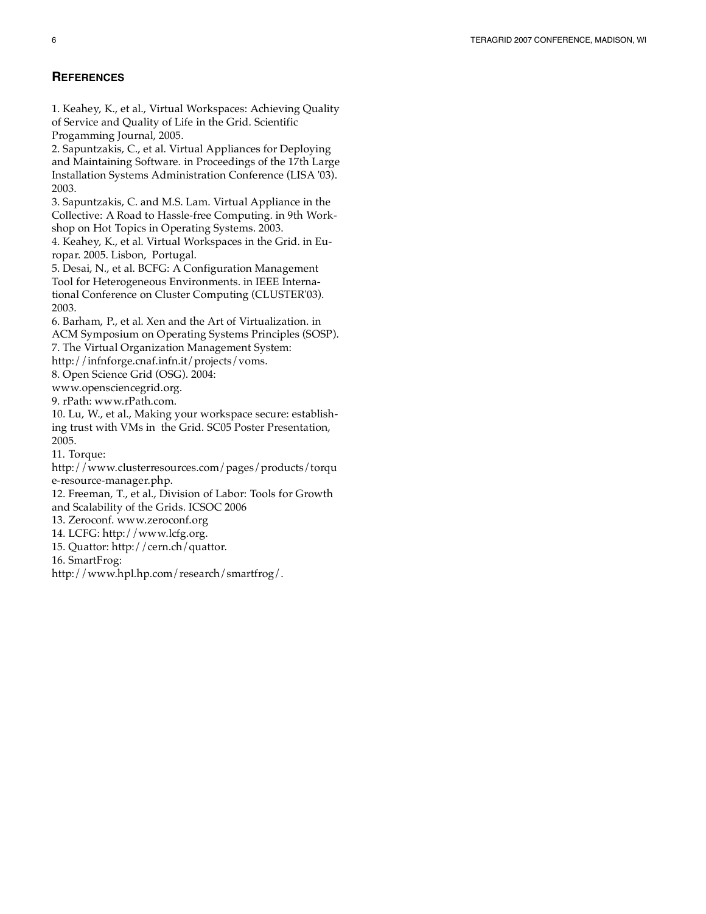## References

1. Keahey, K., et al., Virtual Workspaces: Achieving Quality of Service and Quality of Life in the Grid. Scientific Progamming Journal, 2005.
2. Sapuntzakis, C., et al. Virtual Appliances for Deploying and Maintaining Software. in Proceedings of the 17th Large Installation Systems Administration Conference (LISA '03). 2003.
3. Sapuntzakis, C. and M.S. Lam. Virtual Appliance in the Collective: A Road to Hassle-free Computing. in 9th Workshop on Hot Topics in Operating Systems. 2003.
4. Keahey, K., et al. Virtual Workspaces in the Grid. in Europar. 2005. Lisbon, Portugal.
5. Desai, N., et al. BCFG: A Configuration Management Tool for Heterogeneous Environments. in IEEE International Conference on Cluster Computing (CLUSTER'03). 2003.
6. Barham, P., et al. Xen and the Art of Virtualization. in ACM Symposium on Operating Systems Principles (SOSP).
7. The Virtual Organization Management System: http://infnforge.cnaf.infn.it/projects/voms.
8. Open Science Grid (OSG). 2004: www.opensciencegrid.org.
9. rPath: www.rPath.com.
10. Lu, W., et al., Making your workspace secure: establishing trust with VMs in the Grid. SC05 Poster Presentation, 2005.
11. Torque: http://www.clusterresources.com/pages/products/torque-resource-manager.php.
12. Freeman, T., et al., Division of Labor: Tools for Growth and Scalability of the Grids. ICSOC 2006
13. Zeroconf. www.zeroconf.org
14. LCFG: http://www.lcfg.org.
15. Quattor: http://cern.ch/quattor.
16. SmartFrog: http://www.hpl.hp.com/research/smartfrog/.